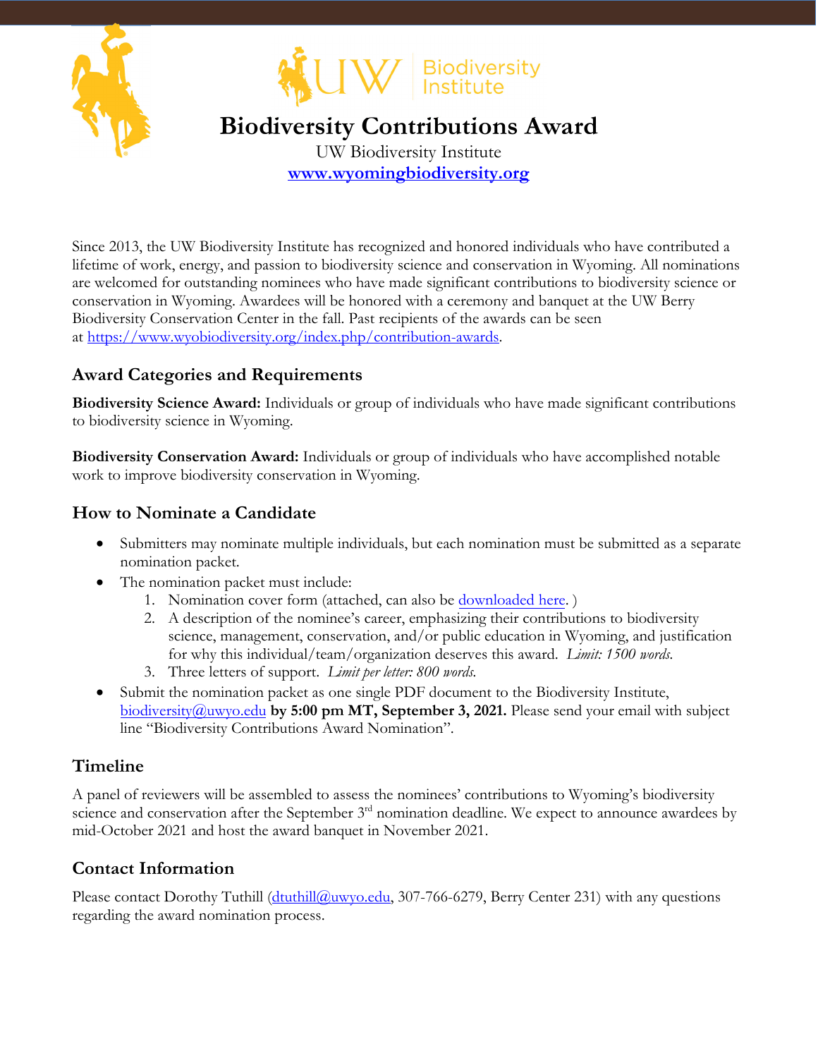# Biodiversity Contributions Award

UW Biodiversity Institute

**www.wyomingbiodiversity.org**

Since 2013, the UW Biodiversity Institute has recognized and honored individuals who have contributed a lifetime of work, energy, and passion to biodiversity science and conservation in Wyoming. All nominations are welcomed for outstanding nominees who have made significant contributions to biodiversity science or conservation in Wyoming. Awardees will be honored with a ceremony and banquet at the UW Berry Biodiversity Conservation Center in the fall. Past recipients of the awards can be seen at https://www.wyobiodiversity.org/index.php/contribution-awards.

## Award Categories and Requirements

**Biodiversity Science Award:** Individuals or group of individuals who have made significant contributions to biodiversity science in Wyoming.

**Biodiversity Conservation Award:** Individuals or group of individuals who have accomplished notable work to improve biodiversity conservation in Wyoming.

## How to Nominate a Candidate

- Submitters may nominate multiple individuals, but each nomination must be submitted as a separate nomination packet.
- The nomination packet must include:
  1. Nomination cover form (attached, can also be downloaded here. )
  2. A description of the nominee's career, emphasizing their contributions to biodiversity science, management, conservation, and/or public education in Wyoming, and justification for why this individual/team/organization deserves this award. *Limit: 1500 words.*
  3. Three letters of support. *Limit per letter: 800 words.*
- Submit the nomination packet as one single PDF document to the Biodiversity Institute, biodiversity@uwyo.edu **by 5:00 pm MT, September 3, 2021.** Please send your email with subject line "Biodiversity Contributions Award Nomination".

## Timeline

A panel of reviewers will be assembled to assess the nominees' contributions to Wyoming's biodiversity science and conservation after the September 3rd nomination deadline. We expect to announce awardees by mid-October 2021 and host the award banquet in November 2021.

## Contact Information

Please contact Dorothy Tuthill (dtuthill@uwyo.edu, 307-766-6279, Berry Center 231) with any questions regarding the award nomination process.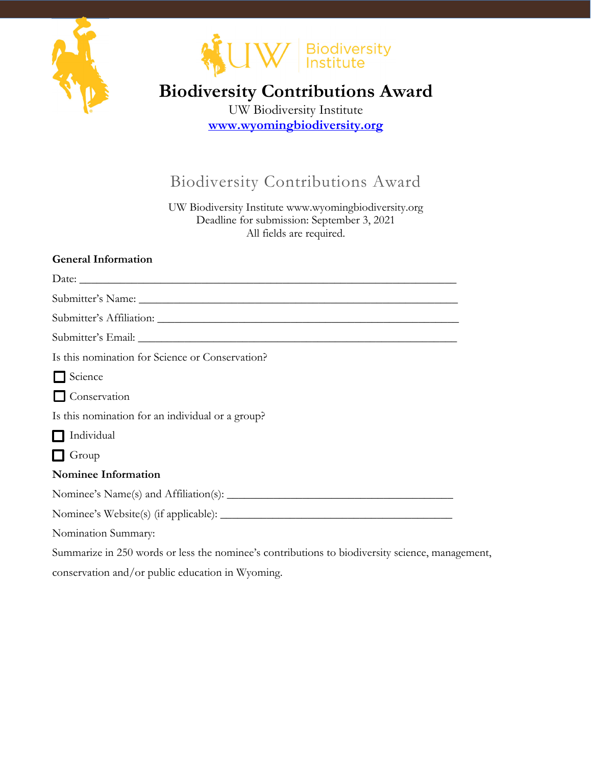# Biodiversity Contributions Award

UW Biodiversity Institute
[www.wyomingbiodiversity.org](http://www.wyomingbiodiversity.org)

## Biodiversity Contributions Award

UW Biodiversity Institute www.wyomingbiodiversity.org
Deadline for submission: September 3, 2021
All fields are required.

**General Information**

Date: ___________________________________________________________

Submitter's Name: ______________________________________________________

Submitter's Affiliation: _____________________________________________________

Submitter's Email: ______________________________________________________

Is this nomination for Science or Conservation?

- ☐ Science
- ☐ Conservation

Is this nomination for an individual or a group?

- ☐ Individual
- ☐ Group

**Nominee Information**

Nominee's Name(s) and Affiliation(s): ____________________________________

Nominee's Website(s) (if applicable): ____________________________________

Nomination Summary:

Summarize in 250 words or less the nominee's contributions to biodiversity science, management, conservation and/or public education in Wyoming.